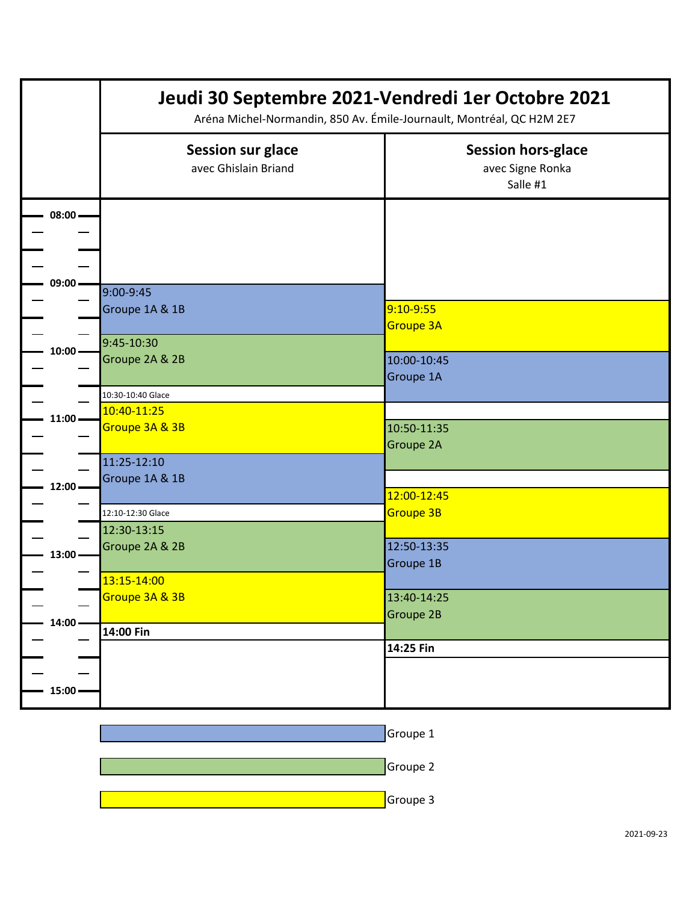# Jeudi 30 Septembre 2021-Vendredi 1er Octobre 2021

Aréna Michel-Normandin, 850 Av. Émile-Journault, Montréal, QC H2M 2E7

| Session sur glace<br>avec Ghislain Briand | Session hors-glace<br>avec Signe Ronka<br>Salle #1 |
|---|---|
| 9:00-9:45<br>Groupe 1A & 1B | 9:10-9:55<br>Groupe 3A |
| 9:45-10:30<br>Groupe 2A & 2B | 10:00-10:45<br>Groupe 1A |
| 10:30-10:40 Glace | |
| 10:40-11:25<br>Groupe 3A & 3B | 10:50-11:35<br>Groupe 2A |
| 11:25-12:10<br>Groupe 1A & 1B | 12:00-12:45<br>Groupe 3B |
| 12:10-12:30 Glace | |
| 12:30-13:15<br>Groupe 2A & 2B | 12:50-13:35<br>Groupe 1B |
| 13:15-14:00<br>Groupe 3A & 3B | 13:40-14:25<br>Groupe 2B |
| **14:00 Fin** | **14:25 Fin** |

Légende :
- Groupe 1 (bleu)
- Groupe 2 (vert)
- Groupe 3 (jaune)

2021-09-23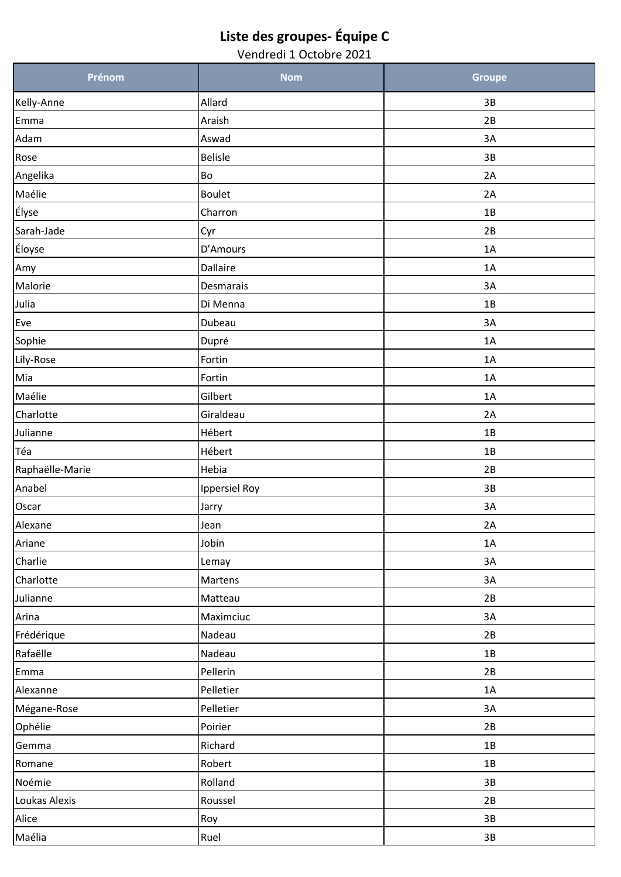# Liste des groupes- Équipe C

Vendredi 1 Octobre 2021

| Prénom | Nom | Groupe |
|---|---|---|
| Kelly-Anne | Allard | 3B |
| Emma | Araish | 2B |
| Adam | Aswad | 3A |
| Rose | Belisle | 3B |
| Angelika | Bo | 2A |
| Maélie | Boulet | 2A |
| Élyse | Charron | 1B |
| Sarah-Jade | Cyr | 2B |
| Éloyse | D’Amours | 1A |
| Amy | Dallaire | 1A |
| Malorie | Desmarais | 3A |
| Julia | Di Menna | 1B |
| Eve | Dubeau | 3A |
| Sophie | Dupré | 1A |
| Lily-Rose | Fortin | 1A |
| Mia | Fortin | 1A |
| Maélie | Gilbert | 1A |
| Charlotte | Giraldeau | 2A |
| Julianne | Hébert | 1B |
| Téa | Hébert | 1B |
| Raphaëlle-Marie | Hebia | 2B |
| Anabel | Ippersiel Roy | 3B |
| Oscar | Jarry | 3A |
| Alexane | Jean | 2A |
| Ariane | Jobin | 1A |
| Charlie | Lemay | 3A |
| Charlotte | Martens | 3A |
| Julianne | Matteau | 2B |
| Arina | Maximciuc | 3A |
| Frédérique | Nadeau | 2B |
| Rafaëlle | Nadeau | 1B |
| Emma | Pellerin | 2B |
| Alexanne | Pelletier | 1A |
| Mégane-Rose | Pelletier | 3A |
| Ophélie | Poirier | 2B |
| Gemma | Richard | 1B |
| Romane | Robert | 1B |
| Noémie | Rolland | 3B |
| Loukas Alexis | Roussel | 2B |
| Alice | Roy | 3B |
| Maélia | Ruel | 3B |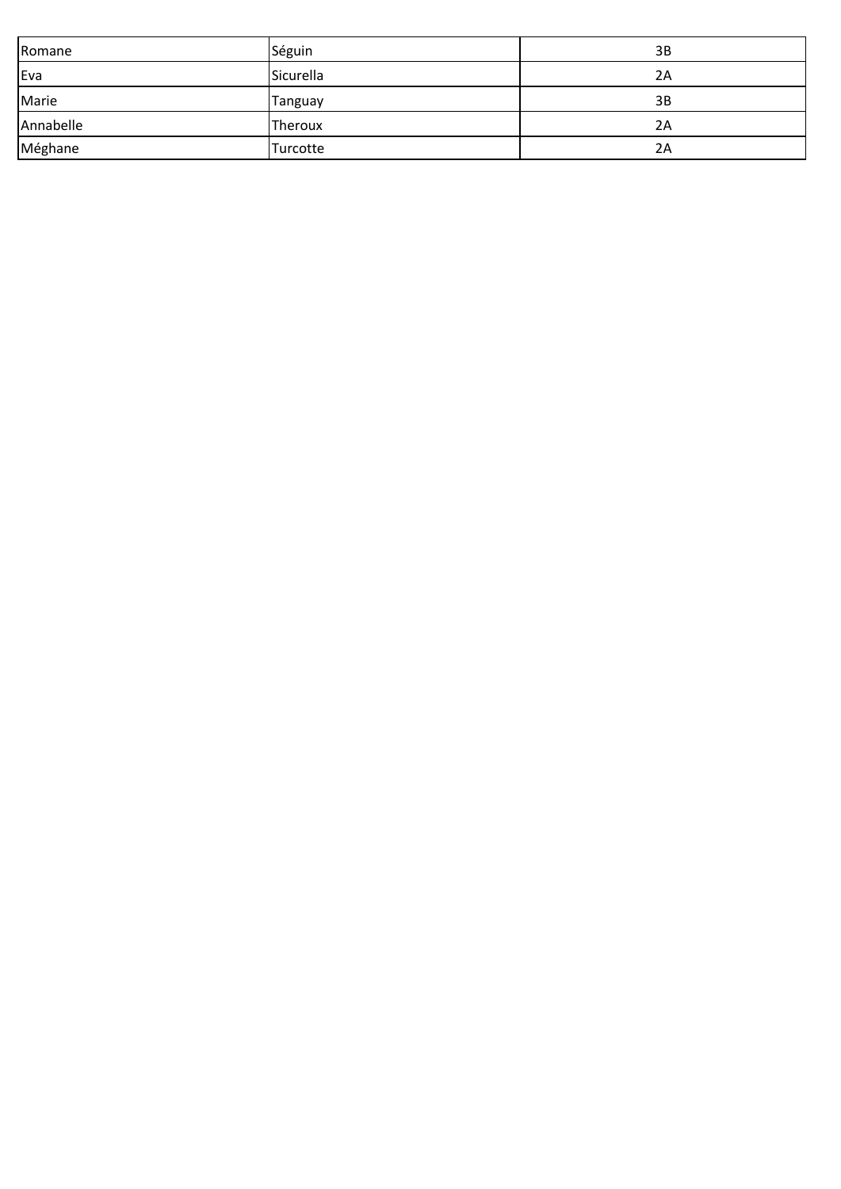| | | |
|---|---|---|
| Romane | Séguin | 3B |
| Eva | Sicurella | 2A |
| Marie | Tanguay | 3B |
| Annabelle | Theroux | 2A |
| Méghane | Turcotte | 2A |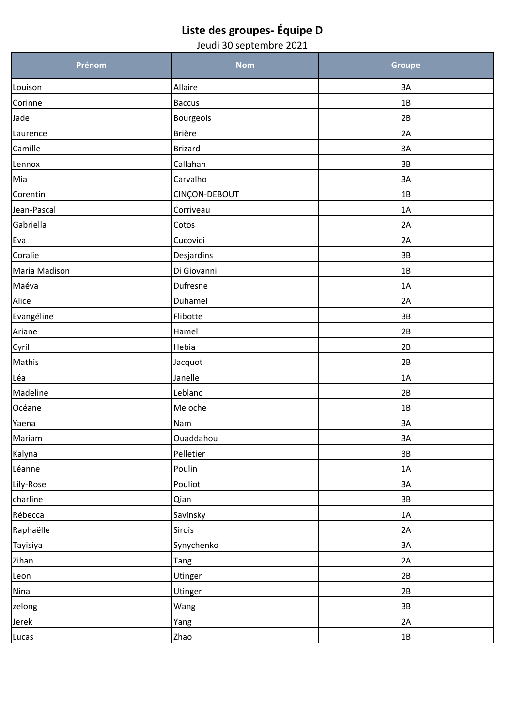# Liste des groupes- Équipe D

Jeudi 30 septembre 2021

| Prénom | Nom | Groupe |
|---|---|---|
| Louison | Allaire | 3A |
| Corinne | Baccus | 1B |
| Jade | Bourgeois | 2B |
| Laurence | Brière | 2A |
| Camille | Brizard | 3A |
| Lennox | Callahan | 3B |
| Mia | Carvalho | 3A |
| Corentin | CINÇON-DEBOUT | 1B |
| Jean-Pascal | Corriveau | 1A |
| Gabriella | Cotos | 2A |
| Eva | Cucovici | 2A |
| Coralie | Desjardins | 3B |
| Maria Madison | Di Giovanni | 1B |
| Maéva | Dufresne | 1A |
| Alice | Duhamel | 2A |
| Evangéline | Flibotte | 3B |
| Ariane | Hamel | 2B |
| Cyril | Hebia | 2B |
| Mathis | Jacquot | 2B |
| Léa | Janelle | 1A |
| Madeline | Leblanc | 2B |
| Océane | Meloche | 1B |
| Yaena | Nam | 3A |
| Mariam | Ouaddahou | 3A |
| Kalyna | Pelletier | 3B |
| Léanne | Poulin | 1A |
| Lily-Rose | Pouliot | 3A |
| charline | Qian | 3B |
| Rébecca | Savinsky | 1A |
| Raphaëlle | Sirois | 2A |
| Tayisiya | Synychenko | 3A |
| Zihan | Tang | 2A |
| Leon | Utinger | 2B |
| Nina | Utinger | 2B |
| zelong | Wang | 3B |
| Jerek | Yang | 2A |
| Lucas | Zhao | 1B |